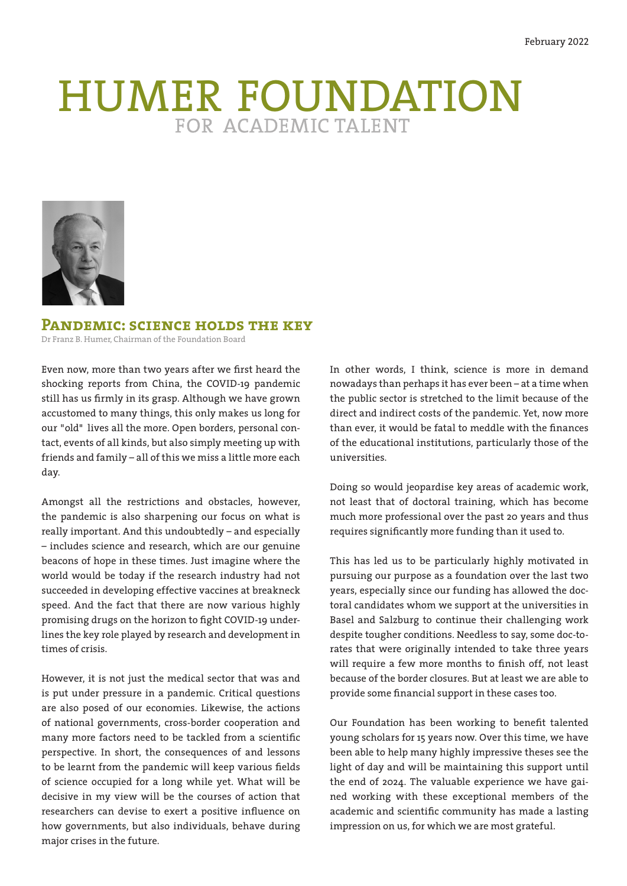February 2022

# HUMER FOUNDATION
## FOR ACADEMIC TALENT

### Pandemic: science holds the key

Dr Franz B. Humer, Chairman of the Foundation Board

Even now, more than two years after we first heard the shocking reports from China, the COVID-19 pandemic still has us firmly in its grasp. Although we have grown accustomed to many things, this only makes us long for our "old" lives all the more. Open borders, personal contact, events of all kinds, but also simply meeting up with friends and family – all of this we miss a little more each day.

Amongst all the restrictions and obstacles, however, the pandemic is also sharpening our focus on what is really important. And this undoubtedly – and especially – includes science and research, which are our genuine beacons of hope in these times. Just imagine where the world would be today if the research industry had not succeeded in developing effective vaccines at breakneck speed. And the fact that there are now various highly promising drugs on the horizon to fight COVID-19 underlines the key role played by research and development in times of crisis.

However, it is not just the medical sector that was and is put under pressure in a pandemic. Critical questions are also posed of our economies. Likewise, the actions of national governments, cross-border cooperation and many more factors need to be tackled from a scientific perspective. In short, the consequences of and lessons to be learnt from the pandemic will keep various fields of science occupied for a long while yet. What will be decisive in my view will be the courses of action that researchers can devise to exert a positive influence on how governments, but also individuals, behave during major crises in the future.

In other words, I think, science is more in demand nowadays than perhaps it has ever been – at a time when the public sector is stretched to the limit because of the direct and indirect costs of the pandemic. Yet, now more than ever, it would be fatal to meddle with the finances of the educational institutions, particularly those of the universities.

Doing so would jeopardise key areas of academic work, not least that of doctoral training, which has become much more professional over the past 20 years and thus requires significantly more funding than it used to.

This has led us to be particularly highly motivated in pursuing our purpose as a foundation over the last two years, especially since our funding has allowed the doctoral candidates whom we support at the universities in Basel and Salzburg to continue their challenging work despite tougher conditions. Needless to say, some doc-torates that were originally intended to take three years will require a few more months to finish off, not least because of the border closures. But at least we are able to provide some financial support in these cases too.

Our Foundation has been working to benefit talented young scholars for 15 years now. Over this time, we have been able to help many highly impressive theses see the light of day and will be maintaining this support until the end of 2024. The valuable experience we have gained working with these exceptional members of the academic and scientific community has made a lasting impression on us, for which we are most grateful.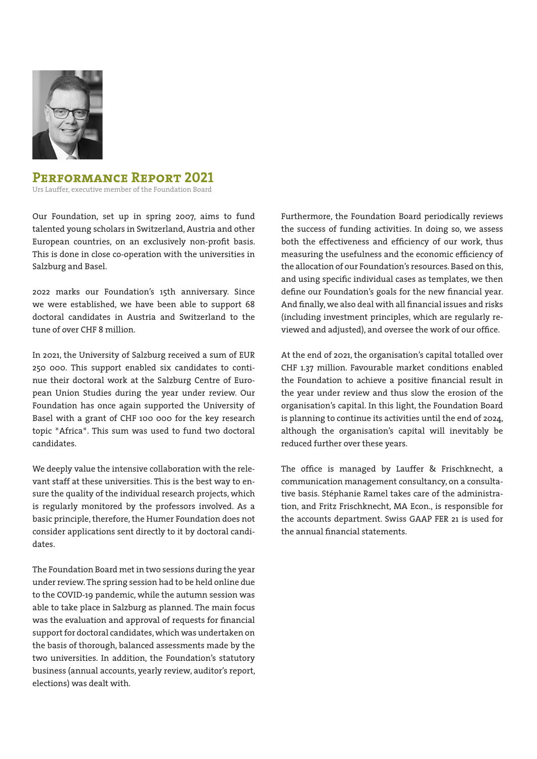## Performance Report 2021

Urs Lauffer, executive member of the Foundation Board

Our Foundation, set up in spring 2007, aims to fund talented young scholars in Switzerland, Austria and other European countries, on an exclusively non-profit basis. This is done in close co-operation with the universities in Salzburg and Basel.

2022 marks our Foundation's 15th anniversary. Since we were established, we have been able to support 68 doctoral candidates in Austria and Switzerland to the tune of over CHF 8 million.

In 2021, the University of Salzburg received a sum of EUR 250 000. This support enabled six candidates to continue their doctoral work at the Salzburg Centre of European Union Studies during the year under review. Our Foundation has once again supported the University of Basel with a grant of CHF 100 000 for the key research topic "Africa". This sum was used to fund two doctoral candidates.

We deeply value the intensive collaboration with the relevant staff at these universities. This is the best way to ensure the quality of the individual research projects, which is regularly monitored by the professors involved. As a basic principle, therefore, the Humer Foundation does not consider applications sent directly to it by doctoral candidates.

The Foundation Board met in two sessions during the year under review. The spring session had to be held online due to the COVID-19 pandemic, while the autumn session was able to take place in Salzburg as planned. The main focus was the evaluation and approval of requests for financial support for doctoral candidates, which was undertaken on the basis of thorough, balanced assessments made by the two universities. In addition, the Foundation's statutory business (annual accounts, yearly review, auditor's report, elections) was dealt with.

Furthermore, the Foundation Board periodically reviews the success of funding activities. In doing so, we assess both the effectiveness and efficiency of our work, thus measuring the usefulness and the economic efficiency of the allocation of our Foundation's resources. Based on this, and using specific individual cases as templates, we then define our Foundation's goals for the new financial year. And finally, we also deal with all financial issues and risks (including investment principles, which are regularly reviewed and adjusted), and oversee the work of our office.

At the end of 2021, the organisation's capital totalled over CHF 1.37 million. Favourable market conditions enabled the Foundation to achieve a positive financial result in the year under review and thus slow the erosion of the organisation's capital. In this light, the Foundation Board is planning to continue its activities until the end of 2024, although the organisation's capital will inevitably be reduced further over these years.

The office is managed by Lauffer & Frischknecht, a communication management consultancy, on a consultative basis. Stéphanie Ramel takes care of the administration, and Fritz Frischknecht, MA Econ., is responsible for the accounts department. Swiss GAAP FER 21 is used for the annual financial statements.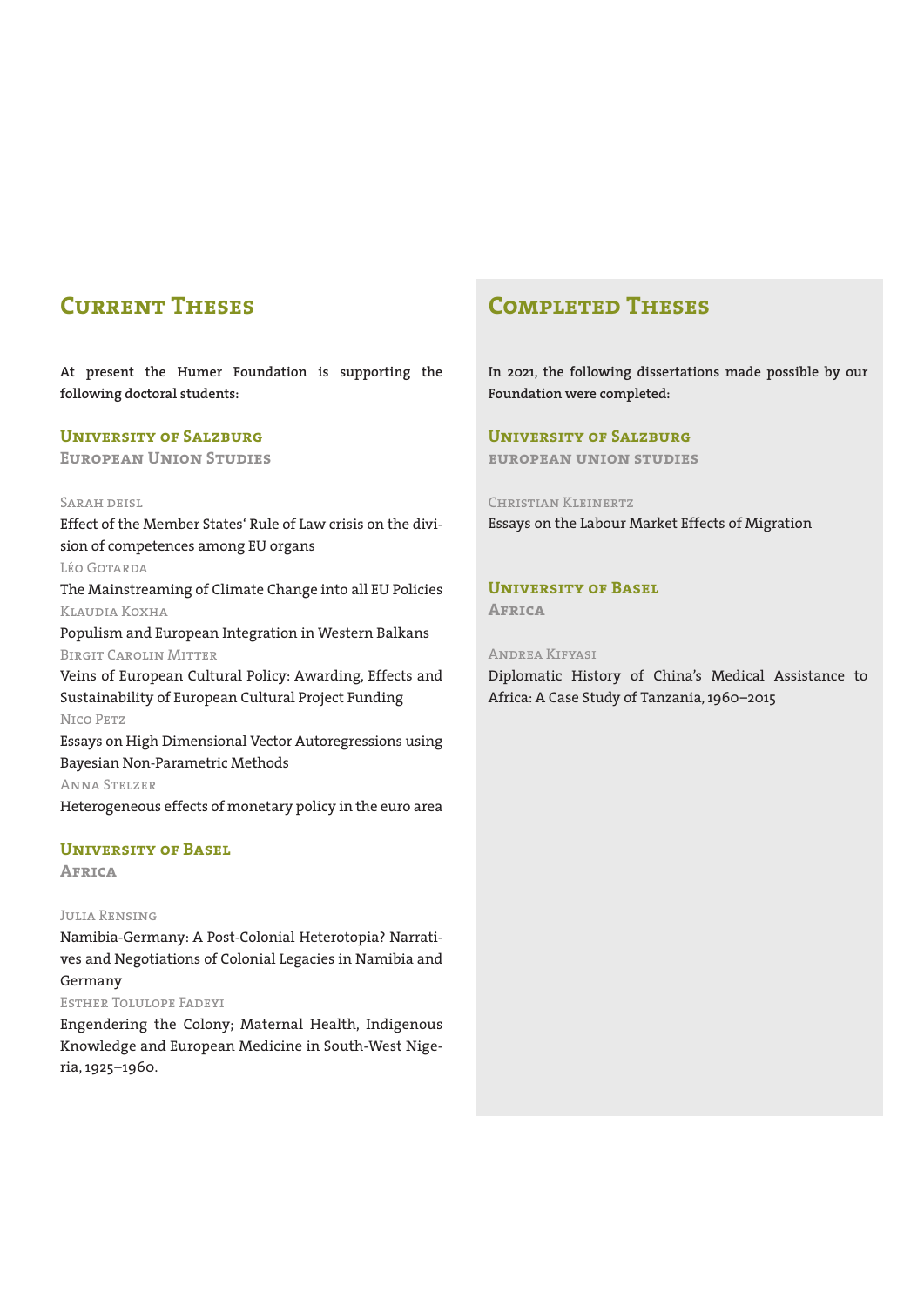## Current Theses

**At present the Humer Foundation is supporting the following doctoral students:**

### University of Salzburg
#### European Union Studies

Sarah deisl
Effect of the Member States' Rule of Law crisis on the division of competences among EU organs

Léo Gotarda
The Mainstreaming of Climate Change into all EU Policies

Klaudia Koxha
Populism and European Integration in Western Balkans

Birgit Carolin Mitter
Veins of European Cultural Policy: Awarding, Effects and Sustainability of European Cultural Project Funding

Nico Petz
Essays on High Dimensional Vector Autoregressions using Bayesian Non-Parametric Methods

Anna Stelzer
Heterogeneous effects of monetary policy in the euro area

### University of Basel
#### Africa

Julia Rensing
Namibia-Germany: A Post-Colonial Heterotopia? Narratives and Negotiations of Colonial Legacies in Namibia and Germany

Esther Tolulope Fadeyi
Engendering the Colony; Maternal Health, Indigenous Knowledge and European Medicine in South-West Nigeria, 1925–1960.

## Completed Theses

**In 2021, the following dissertations made possible by our Foundation were completed:**

### University of Salzburg
#### european union studies

Christian Kleinertz
Essays on the Labour Market Effects of Migration

### University of Basel
#### Africa

Andrea Kifyasi
Diplomatic History of China's Medical Assistance to Africa: A Case Study of Tanzania, 1960–2015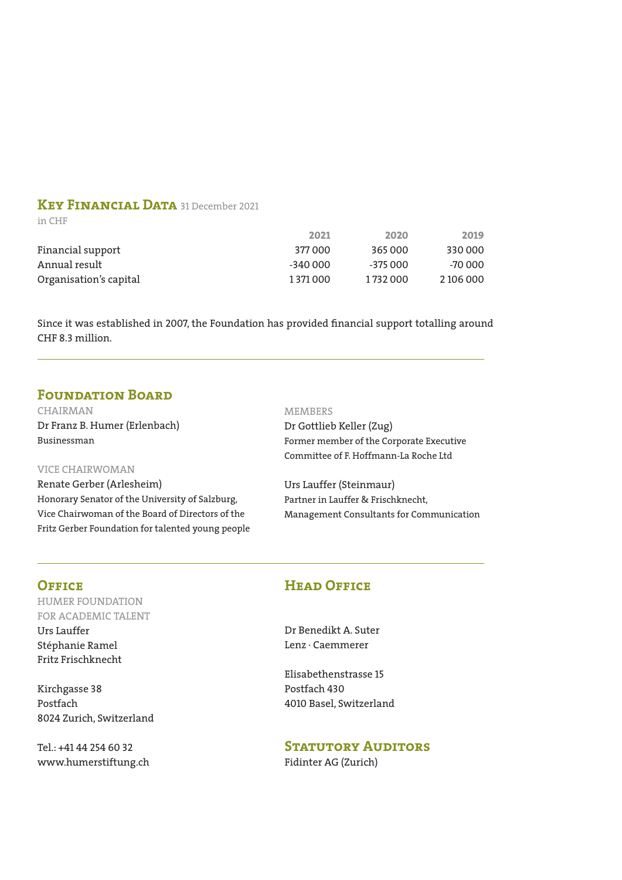## Key Financial Data 31 December 2021

in CHF

| | 2021 | 2020 | 2019 |
|---|---|---|---|
| Financial support | 377 000 | 365 000 | 330 000 |
| Annual result | -340 000 | -375 000 | -70 000 |
| Organisation's capital | 1 371 000 | 1 732 000 | 2 106 000 |

Since it was established in 2007, the Foundation has provided financial support totalling around CHF 8.3 million.

---

## Foundation Board

CHAIRMAN
Dr Franz B. Humer (Erlenbach)
Businessman

VICE CHAIRWOMAN
Renate Gerber (Arlesheim)
Honorary Senator of the University of Salzburg, Vice Chairwoman of the Board of Directors of the Fritz Gerber Foundation for talented young people

MEMBERS
Dr Gottlieb Keller (Zug)
Former member of the Corporate Executive Committee of F. Hoffmann-La Roche Ltd

Urs Lauffer (Steinmaur)
Partner in Lauffer & Frischknecht, Management Consultants for Communication

---

## Office

HUMER FOUNDATION
FOR ACADEMIC TALENT
Urs Lauffer
Stéphanie Ramel
Fritz Frischknecht

Kirchgasse 38
Postfach
8024 Zurich, Switzerland

Tel.: +41 44 254 60 32
www.humerstiftung.ch

## Head Office

Dr Benedikt A. Suter
Lenz · Caemmerer

Elisabethenstrasse 15
Postfach 430
4010 Basel, Switzerland

## Statutory Auditors

Fidinter AG (Zurich)